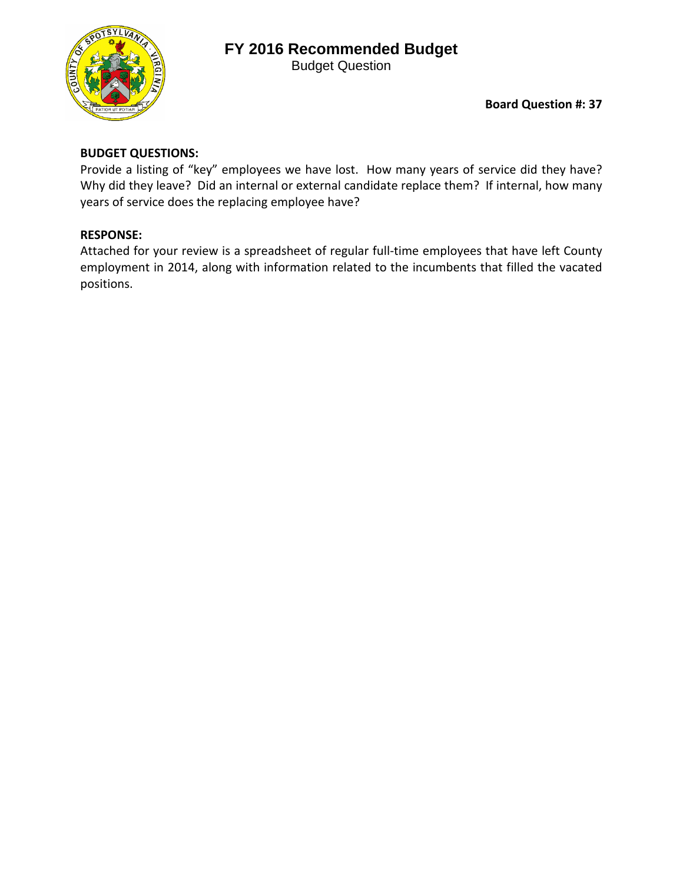# FY 2016 Recommended Budget

Budget Question

**Board Question #: 37**

**BUDGET QUESTIONS:**

Provide a listing of "key" employees we have lost. How many years of service did they have? Why did they leave? Did an internal or external candidate replace them? If internal, how many years of service does the replacing employee have?

**RESPONSE:**

Attached for your review is a spreadsheet of regular full-time employees that have left County employment in 2014, along with information related to the incumbents that filled the vacated positions.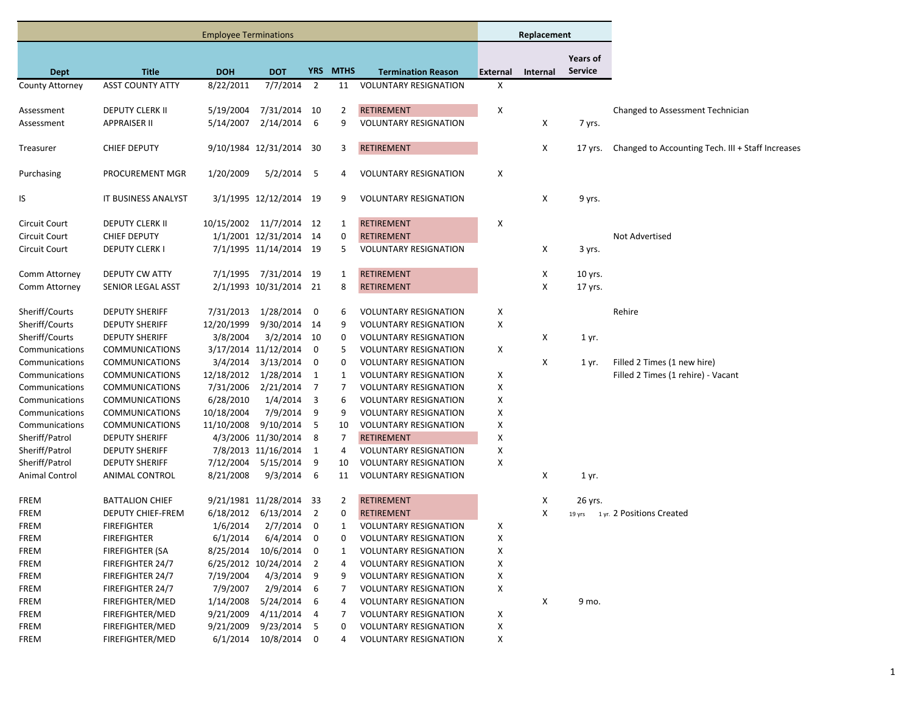| Employee Terminations | | | | | | | Replacement | | | |
|---|---|---|---|---|---|---|---|---|---|---|
| Dept | Title | DOH | DOT | YRS | MTHS | Termination Reason | External | Internal | Years of Service | |
| County Attorney | ASST COUNTY ATTY | 8/22/2011 | 7/7/2014 | 2 | 11 | VOLUNTARY RESIGNATION | X | | | |
| | | | | | | | | | | |
| Assessment | DEPUTY CLERK II | 5/19/2004 | 7/31/2014 | 10 | 2 | RETIREMENT | X | | | Changed to Assessment Technician |
| Assessment | APPRAISER II | 5/14/2007 | 2/14/2014 | 6 | 9 | VOLUNTARY RESIGNATION | | X | 7 yrs. | |
| | | | | | | | | | | |
| Treasurer | CHIEF DEPUTY | 9/10/1984 | 12/31/2014 | 30 | 3 | RETIREMENT | | X | 17 yrs. | Changed to Accounting Tech. III + Staff Increases |
| | | | | | | | | | | |
| Purchasing | PROCUREMENT MGR | 1/20/2009 | 5/2/2014 | 5 | 4 | VOLUNTARY RESIGNATION | X | | | |
| | | | | | | | | | | |
| IS | IT BUSINESS ANALYST | 3/1/1995 | 12/12/2014 | 19 | 9 | VOLUNTARY RESIGNATION | | X | 9 yrs. | |
| | | | | | | | | | | |
| Circuit Court | DEPUTY CLERK II | 10/15/2002 | 11/7/2014 | 12 | 1 | RETIREMENT | X | | | |
| Circuit Court | CHIEF DEPUTY | 1/1/2001 | 12/31/2014 | 14 | 0 | RETIREMENT | | | | Not Advertised |
| Circuit Court | DEPUTY CLERK I | 7/1/1995 | 11/14/2014 | 19 | 5 | VOLUNTARY RESIGNATION | | X | 3 yrs. | |
| | | | | | | | | | | |
| Comm Attorney | DEPUTY CW ATTY | 7/1/1995 | 7/31/2014 | 19 | 1 | RETIREMENT | | X | 10 yrs. | |
| Comm Attorney | SENIOR LEGAL ASST | 2/1/1993 | 10/31/2014 | 21 | 8 | RETIREMENT | | X | 17 yrs. | |
| | | | | | | | | | | |
| Sheriff/Courts | DEPUTY SHERIFF | 7/31/2013 | 1/28/2014 | 0 | 6 | VOLUNTARY RESIGNATION | X | | | Rehire |
| Sheriff/Courts | DEPUTY SHERIFF | 12/20/1999 | 9/30/2014 | 14 | 9 | VOLUNTARY RESIGNATION | X | | | |
| Sheriff/Courts | DEPUTY SHERIFF | 3/8/2004 | 3/2/2014 | 10 | 0 | VOLUNTARY RESIGNATION | | X | 1 yr. | |
| Communications | COMMUNICATIONS | 3/17/2014 | 11/12/2014 | 0 | 5 | VOLUNTARY RESIGNATION | X | | | |
| Communications | COMMUNICATIONS | 3/4/2014 | 3/13/2014 | 0 | 0 | VOLUNTARY RESIGNATION | | X | 1 yr. | Filled 2 Times (1 new hire) |
| Communications | COMMUNICATIONS | 12/18/2012 | 1/28/2014 | 1 | 1 | VOLUNTARY RESIGNATION | X | | | Filled 2 Times (1 rehire) - Vacant |
| Communications | COMMUNICATIONS | 7/31/2006 | 2/21/2014 | 7 | 7 | VOLUNTARY RESIGNATION | X | | | |
| Communications | COMMUNICATIONS | 6/28/2010 | 1/4/2014 | 3 | 6 | VOLUNTARY RESIGNATION | X | | | |
| Communications | COMMUNICATIONS | 10/18/2004 | 7/9/2014 | 9 | 9 | VOLUNTARY RESIGNATION | X | | | |
| Communications | COMMUNICATIONS | 11/10/2008 | 9/10/2014 | 5 | 10 | VOLUNTARY RESIGNATION | X | | | |
| Sheriff/Patrol | DEPUTY SHERIFF | 4/3/2006 | 11/30/2014 | 8 | 7 | RETIREMENT | X | | | |
| Sheriff/Patrol | DEPUTY SHERIFF | 7/8/2013 | 11/16/2014 | 1 | 4 | VOLUNTARY RESIGNATION | X | | | |
| Sheriff/Patrol | DEPUTY SHERIFF | 7/12/2004 | 5/15/2014 | 9 | 10 | VOLUNTARY RESIGNATION | X | | | |
| Animal Control | ANIMAL CONTROL | 8/21/2008 | 9/3/2014 | 6 | 11 | VOLUNTARY RESIGNATION | | X | 1 yr. | |
| | | | | | | | | | | |
| FREM | BATTALION CHIEF | 9/21/1981 | 11/28/2014 | 33 | 2 | RETIREMENT | | X | 26 yrs. | |
| FREM | DEPUTY CHIEF-FREM | 6/18/2012 | 6/13/2014 | 2 | 0 | RETIREMENT | | X | 19 yrs 1 yr. | 2 Positions Created |
| FREM | FIREFIGHTER | 1/6/2014 | 2/7/2014 | 0 | 1 | VOLUNTARY RESIGNATION | X | | | |
| FREM | FIREFIGHTER | 6/1/2014 | 6/4/2014 | 0 | 0 | VOLUNTARY RESIGNATION | X | | | |
| FREM | FIREFIGHTER (SA | 8/25/2014 | 10/6/2014 | 0 | 1 | VOLUNTARY RESIGNATION | X | | | |
| FREM | FIREFIGHTER 24/7 | 6/25/2012 | 10/24/2014 | 2 | 4 | VOLUNTARY RESIGNATION | X | | | |
| FREM | FIREFIGHTER 24/7 | 7/19/2004 | 4/3/2014 | 9 | 9 | VOLUNTARY RESIGNATION | X | | | |
| FREM | FIREFIGHTER 24/7 | 7/9/2007 | 2/9/2014 | 6 | 7 | VOLUNTARY RESIGNATION | X | | | |
| FREM | FIREFIGHTER/MED | 1/14/2008 | 5/24/2014 | 6 | 4 | VOLUNTARY RESIGNATION | | X | 9 mo. | |
| FREM | FIREFIGHTER/MED | 9/21/2009 | 4/11/2014 | 4 | 7 | VOLUNTARY RESIGNATION | X | | | |
| FREM | FIREFIGHTER/MED | 9/21/2009 | 9/23/2014 | 5 | 0 | VOLUNTARY RESIGNATION | X | | | |
| FREM | FIREFIGHTER/MED | 6/1/2014 | 10/8/2014 | 0 | 4 | VOLUNTARY RESIGNATION | X | | | |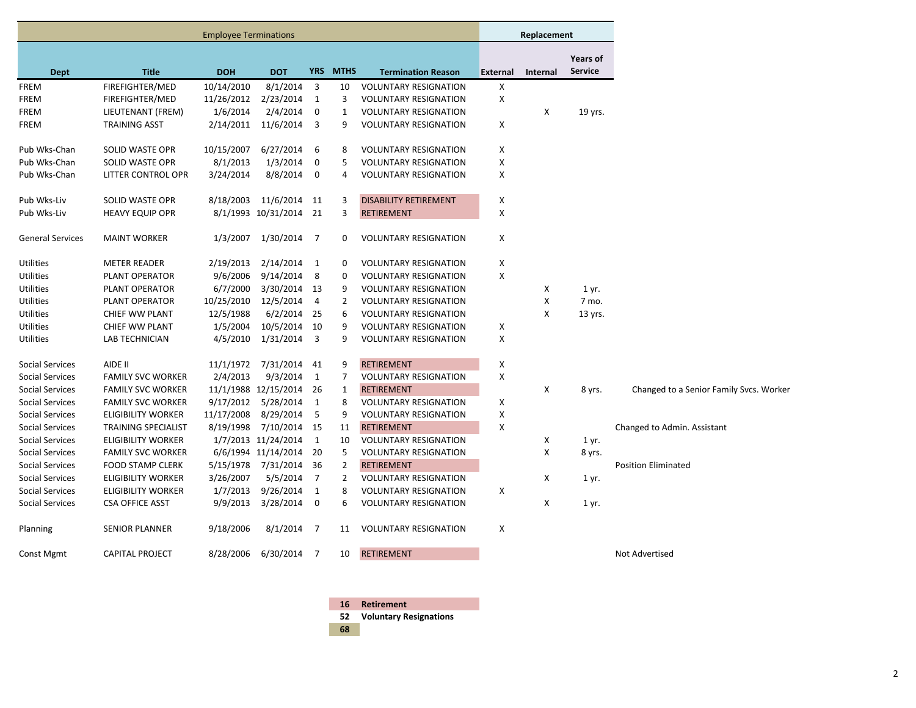| | | | | | | | Replacement | | | |
|---|---|---|---|---|---|---|---|---|---|---|
| Employee Terminations | | | | | | | | | | |
| **Dept** | **Title** | **DOH** | **DOT** | **YRS** | **MTHS** | **Termination Reason** | **External** | **Internal** | **Years of Service** | |
| FREM | FIREFIGHTER/MED | 10/14/2010 | 8/1/2014 | 3 | 10 | VOLUNTARY RESIGNATION | X | | | |
| FREM | FIREFIGHTER/MED | 11/26/2012 | 2/23/2014 | 1 | 3 | VOLUNTARY RESIGNATION | X | | | |
| FREM | LIEUTENANT (FREM) | 1/6/2014 | 2/4/2014 | 0 | 1 | VOLUNTARY RESIGNATION | | X | 19 yrs. | |
| FREM | TRAINING ASST | 2/14/2011 | 11/6/2014 | 3 | 9 | VOLUNTARY RESIGNATION | X | | | |
| Pub Wks-Chan | SOLID WASTE OPR | 10/15/2007 | 6/27/2014 | 6 | 8 | VOLUNTARY RESIGNATION | X | | | |
| Pub Wks-Chan | SOLID WASTE OPR | 8/1/2013 | 1/3/2014 | 0 | 5 | VOLUNTARY RESIGNATION | X | | | |
| Pub Wks-Chan | LITTER CONTROL OPR | 3/24/2014 | 8/8/2014 | 0 | 4 | VOLUNTARY RESIGNATION | X | | | |
| Pub Wks-Liv | SOLID WASTE OPR | 8/18/2003 | 11/6/2014 | 11 | 3 | DISABILITY RETIREMENT | X | | | |
| Pub Wks-Liv | HEAVY EQUIP OPR | 8/1/1993 | 10/31/2014 | 21 | 3 | RETIREMENT | X | | | |
| General Services | MAINT WORKER | 1/3/2007 | 1/30/2014 | 7 | 0 | VOLUNTARY RESIGNATION | X | | | |
| Utilities | METER READER | 2/19/2013 | 2/14/2014 | 1 | 0 | VOLUNTARY RESIGNATION | X | | | |
| Utilities | PLANT OPERATOR | 9/6/2006 | 9/14/2014 | 8 | 0 | VOLUNTARY RESIGNATION | X | | | |
| Utilities | PLANT OPERATOR | 6/7/2000 | 3/30/2014 | 13 | 9 | VOLUNTARY RESIGNATION | | X | 1 yr. | |
| Utilities | PLANT OPERATOR | 10/25/2010 | 12/5/2014 | 4 | 2 | VOLUNTARY RESIGNATION | | X | 7 mo. | |
| Utilities | CHIEF WW PLANT | 12/5/1988 | 6/2/2014 | 25 | 6 | VOLUNTARY RESIGNATION | | X | 13 yrs. | |
| Utilities | CHIEF WW PLANT | 1/5/2004 | 10/5/2014 | 10 | 9 | VOLUNTARY RESIGNATION | X | | | |
| Utilities | LAB TECHNICIAN | 4/5/2010 | 1/31/2014 | 3 | 9 | VOLUNTARY RESIGNATION | X | | | |
| Social Services | AIDE II | 11/1/1972 | 7/31/2014 | 41 | 9 | RETIREMENT | X | | | |
| Social Services | FAMILY SVC WORKER | 2/4/2013 | 9/3/2014 | 1 | 7 | VOLUNTARY RESIGNATION | X | | | |
| Social Services | FAMILY SVC WORKER | 11/1/1988 | 12/15/2014 | 26 | 1 | RETIREMENT | | X | 8 yrs. | Changed to a Senior Family Svcs. Worker |
| Social Services | FAMILY SVC WORKER | 9/17/2012 | 5/28/2014 | 1 | 8 | VOLUNTARY RESIGNATION | X | | | |
| Social Services | ELIGIBILITY WORKER | 11/17/2008 | 8/29/2014 | 5 | 9 | VOLUNTARY RESIGNATION | X | | | |
| Social Services | TRAINING SPECIALIST | 8/19/1998 | 7/10/2014 | 15 | 11 | RETIREMENT | X | | | Changed to Admin. Assistant |
| Social Services | ELIGIBILITY WORKER | 1/7/2013 | 11/24/2014 | 1 | 10 | VOLUNTARY RESIGNATION | | X | 1 yr. | |
| Social Services | FAMILY SVC WORKER | 6/6/1994 | 11/14/2014 | 20 | 5 | VOLUNTARY RESIGNATION | | X | 8 yrs. | |
| Social Services | FOOD STAMP CLERK | 5/15/1978 | 7/31/2014 | 36 | 2 | RETIREMENT | | | | Position Eliminated |
| Social Services | ELIGIBILITY WORKER | 3/26/2007 | 5/5/2014 | 7 | 2 | VOLUNTARY RESIGNATION | | X | 1 yr. | |
| Social Services | ELIGIBILITY WORKER | 1/7/2013 | 9/26/2014 | 1 | 8 | VOLUNTARY RESIGNATION | X | | | |
| Social Services | CSA OFFICE ASST | 9/9/2013 | 3/28/2014 | 0 | 6 | VOLUNTARY RESIGNATION | | X | 1 yr. | |
| Planning | SENIOR PLANNER | 9/18/2006 | 8/1/2014 | 7 | 11 | VOLUNTARY RESIGNATION | X | | | |
| Const Mgmt | CAPITAL PROJECT | 8/28/2006 | 6/30/2014 | 7 | 10 | RETIREMENT | | | | Not Advertised |

| | |
|---|---|
| **16** | **Retirement** |
| **52** | **Voluntary Resignations** |
| **68** | |